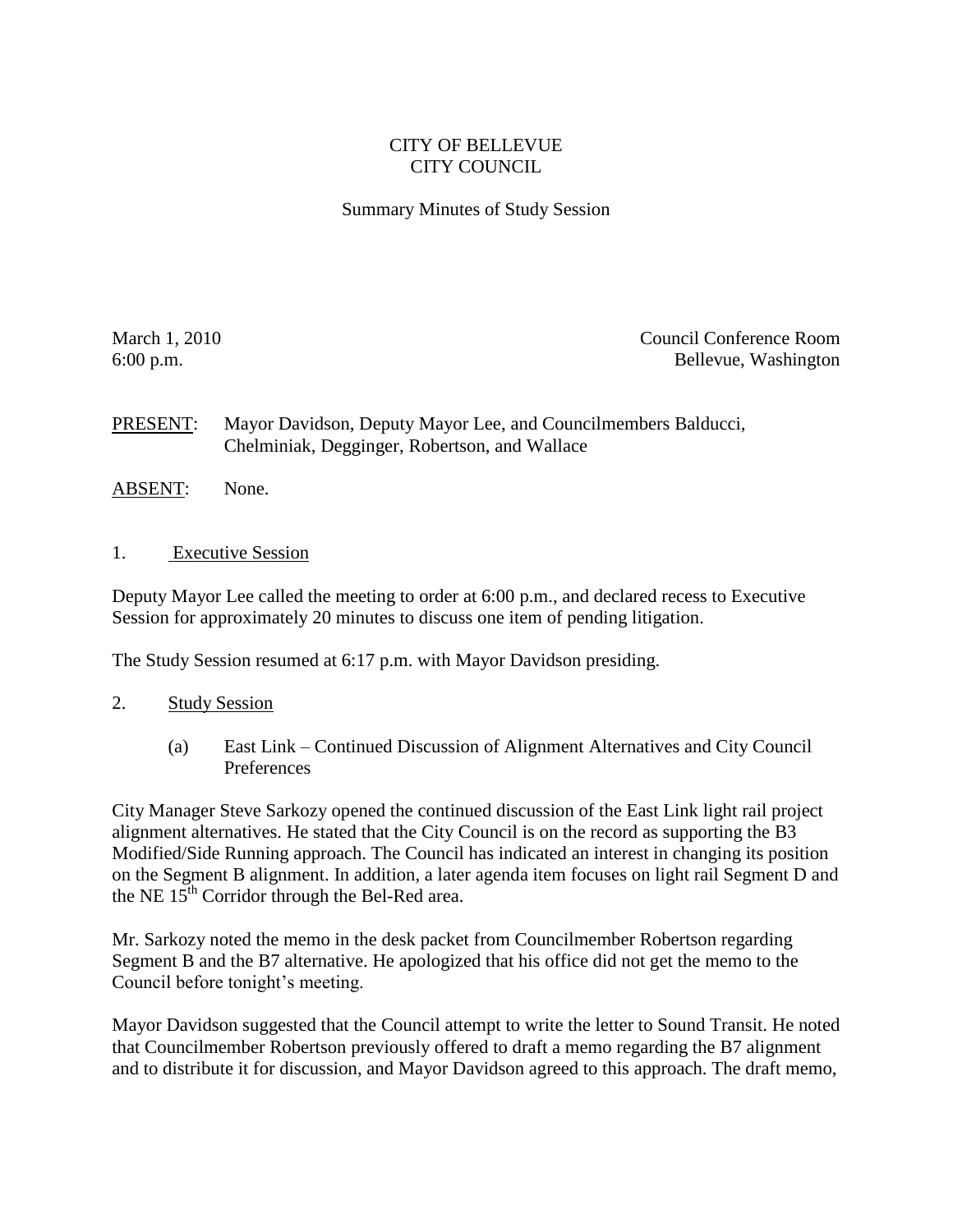CITY OF BELLEVUE
CITY COUNCIL

Summary Minutes of Study Session

March 1, 2010
6:00 p.m.

Council Conference Room
Bellevue, Washington

PRESENT: Mayor Davidson, Deputy Mayor Lee, and Councilmembers Balducci, Chelminiak, Degginger, Robertson, and Wallace

ABSENT: None.

1. Executive Session

Deputy Mayor Lee called the meeting to order at 6:00 p.m., and declared recess to Executive Session for approximately 20 minutes to discuss one item of pending litigation.

The Study Session resumed at 6:17 p.m. with Mayor Davidson presiding.

2. Study Session

(a) East Link – Continued Discussion of Alignment Alternatives and City Council Preferences

City Manager Steve Sarkozy opened the continued discussion of the East Link light rail project alignment alternatives. He stated that the City Council is on the record as supporting the B3 Modified/Side Running approach. The Council has indicated an interest in changing its position on the Segment B alignment. In addition, a later agenda item focuses on light rail Segment D and the NE 15th Corridor through the Bel-Red area.

Mr. Sarkozy noted the memo in the desk packet from Councilmember Robertson regarding Segment B and the B7 alternative. He apologized that his office did not get the memo to the Council before tonight's meeting.

Mayor Davidson suggested that the Council attempt to write the letter to Sound Transit. He noted that Councilmember Robertson previously offered to draft a memo regarding the B7 alignment and to distribute it for discussion, and Mayor Davidson agreed to this approach. The draft memo,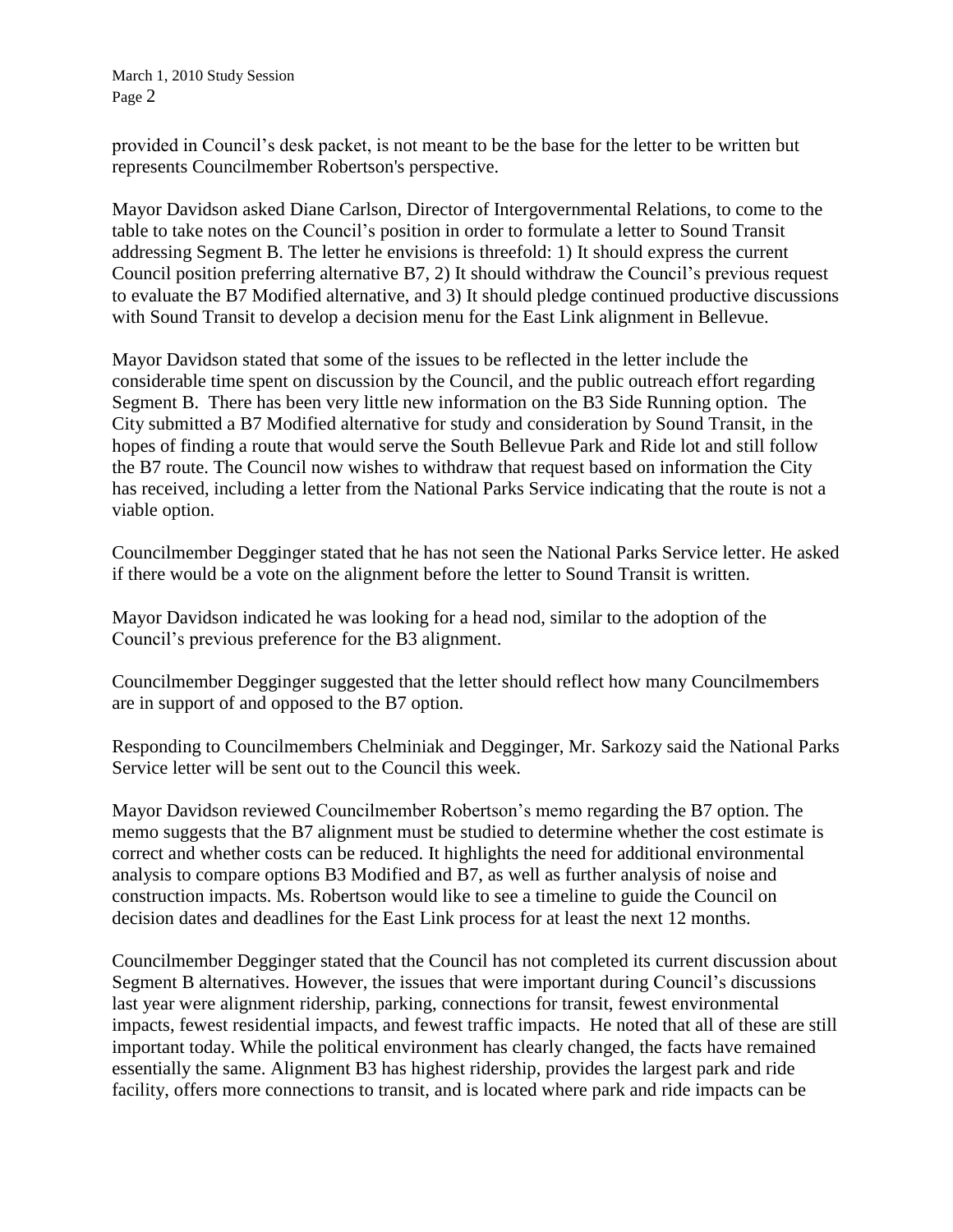provided in Council's desk packet, is not meant to be the base for the letter to be written but represents Councilmember Robertson's perspective.

Mayor Davidson asked Diane Carlson, Director of Intergovernmental Relations, to come to the table to take notes on the Council's position in order to formulate a letter to Sound Transit addressing Segment B. The letter he envisions is threefold: 1) It should express the current Council position preferring alternative B7, 2) It should withdraw the Council's previous request to evaluate the B7 Modified alternative, and 3) It should pledge continued productive discussions with Sound Transit to develop a decision menu for the East Link alignment in Bellevue.

Mayor Davidson stated that some of the issues to be reflected in the letter include the considerable time spent on discussion by the Council, and the public outreach effort regarding Segment B. There has been very little new information on the B3 Side Running option. The City submitted a B7 Modified alternative for study and consideration by Sound Transit, in the hopes of finding a route that would serve the South Bellevue Park and Ride lot and still follow the B7 route. The Council now wishes to withdraw that request based on information the City has received, including a letter from the National Parks Service indicating that the route is not a viable option.

Councilmember Degginger stated that he has not seen the National Parks Service letter. He asked if there would be a vote on the alignment before the letter to Sound Transit is written.

Mayor Davidson indicated he was looking for a head nod, similar to the adoption of the Council's previous preference for the B3 alignment.

Councilmember Degginger suggested that the letter should reflect how many Councilmembers are in support of and opposed to the B7 option.

Responding to Councilmembers Chelminiak and Degginger, Mr. Sarkozy said the National Parks Service letter will be sent out to the Council this week.

Mayor Davidson reviewed Councilmember Robertson's memo regarding the B7 option. The memo suggests that the B7 alignment must be studied to determine whether the cost estimate is correct and whether costs can be reduced. It highlights the need for additional environmental analysis to compare options B3 Modified and B7, as well as further analysis of noise and construction impacts. Ms. Robertson would like to see a timeline to guide the Council on decision dates and deadlines for the East Link process for at least the next 12 months.

Councilmember Degginger stated that the Council has not completed its current discussion about Segment B alternatives. However, the issues that were important during Council's discussions last year were alignment ridership, parking, connections for transit, fewest environmental impacts, fewest residential impacts, and fewest traffic impacts. He noted that all of these are still important today. While the political environment has clearly changed, the facts have remained essentially the same. Alignment B3 has highest ridership, provides the largest park and ride facility, offers more connections to transit, and is located where park and ride impacts can be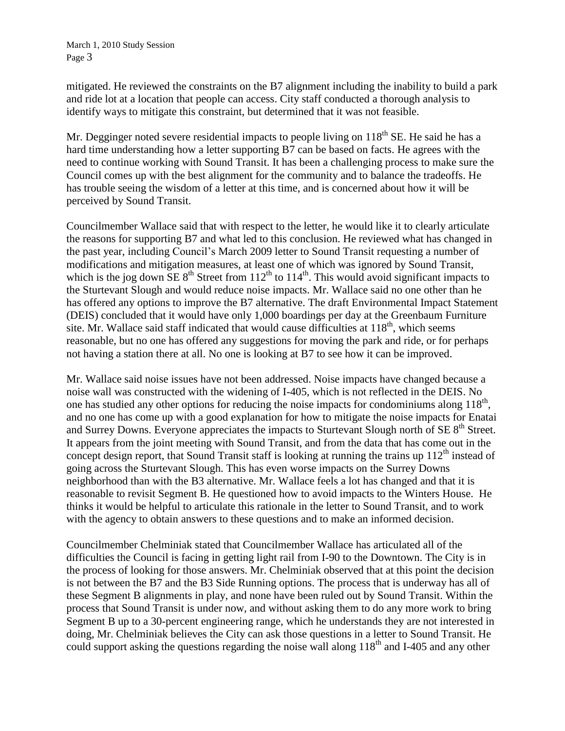mitigated. He reviewed the constraints on the B7 alignment including the inability to build a park and ride lot at a location that people can access. City staff conducted a thorough analysis to identify ways to mitigate this constraint, but determined that it was not feasible.

Mr. Degginger noted severe residential impacts to people living on 118th SE. He said he has a hard time understanding how a letter supporting B7 can be based on facts. He agrees with the need to continue working with Sound Transit. It has been a challenging process to make sure the Council comes up with the best alignment for the community and to balance the tradeoffs. He has trouble seeing the wisdom of a letter at this time, and is concerned about how it will be perceived by Sound Transit.

Councilmember Wallace said that with respect to the letter, he would like it to clearly articulate the reasons for supporting B7 and what led to this conclusion. He reviewed what has changed in the past year, including Council's March 2009 letter to Sound Transit requesting a number of modifications and mitigation measures, at least one of which was ignored by Sound Transit, which is the jog down SE 8th Street from 112th to 114th. This would avoid significant impacts to the Sturtevant Slough and would reduce noise impacts. Mr. Wallace said no one other than he has offered any options to improve the B7 alternative. The draft Environmental Impact Statement (DEIS) concluded that it would have only 1,000 boardings per day at the Greenbaum Furniture site. Mr. Wallace said staff indicated that would cause difficulties at 118th, which seems reasonable, but no one has offered any suggestions for moving the park and ride, or for perhaps not having a station there at all. No one is looking at B7 to see how it can be improved.

Mr. Wallace said noise issues have not been addressed. Noise impacts have changed because a noise wall was constructed with the widening of I-405, which is not reflected in the DEIS. No one has studied any other options for reducing the noise impacts for condominiums along 118th, and no one has come up with a good explanation for how to mitigate the noise impacts for Enatai and Surrey Downs. Everyone appreciates the impacts to Sturtevant Slough north of SE 8th Street. It appears from the joint meeting with Sound Transit, and from the data that has come out in the concept design report, that Sound Transit staff is looking at running the trains up 112th instead of going across the Sturtevant Slough. This has even worse impacts on the Surrey Downs neighborhood than with the B3 alternative. Mr. Wallace feels a lot has changed and that it is reasonable to revisit Segment B. He questioned how to avoid impacts to the Winters House. He thinks it would be helpful to articulate this rationale in the letter to Sound Transit, and to work with the agency to obtain answers to these questions and to make an informed decision.

Councilmember Chelminiak stated that Councilmember Wallace has articulated all of the difficulties the Council is facing in getting light rail from I-90 to the Downtown. The City is in the process of looking for those answers. Mr. Chelminiak observed that at this point the decision is not between the B7 and the B3 Side Running options. The process that is underway has all of these Segment B alignments in play, and none have been ruled out by Sound Transit. Within the process that Sound Transit is under now, and without asking them to do any more work to bring Segment B up to a 30-percent engineering range, which he understands they are not interested in doing, Mr. Chelminiak believes the City can ask those questions in a letter to Sound Transit. He could support asking the questions regarding the noise wall along 118th and I-405 and any other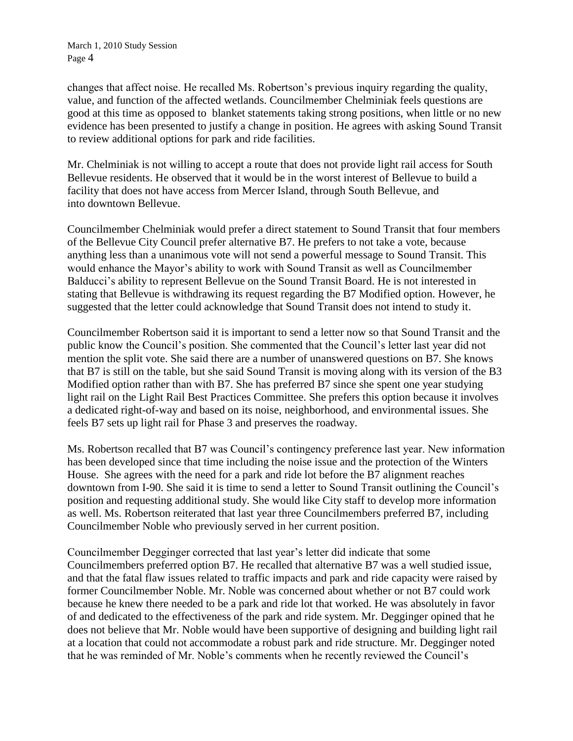changes that affect noise. He recalled Ms. Robertson's previous inquiry regarding the quality, value, and function of the affected wetlands. Councilmember Chelminiak feels questions are good at this time as opposed to blanket statements taking strong positions, when little or no new evidence has been presented to justify a change in position. He agrees with asking Sound Transit to review additional options for park and ride facilities.

Mr. Chelminiak is not willing to accept a route that does not provide light rail access for South Bellevue residents. He observed that it would be in the worst interest of Bellevue to build a facility that does not have access from Mercer Island, through South Bellevue, and into downtown Bellevue.

Councilmember Chelminiak would prefer a direct statement to Sound Transit that four members of the Bellevue City Council prefer alternative B7. He prefers to not take a vote, because anything less than a unanimous vote will not send a powerful message to Sound Transit. This would enhance the Mayor's ability to work with Sound Transit as well as Councilmember Balducci's ability to represent Bellevue on the Sound Transit Board. He is not interested in stating that Bellevue is withdrawing its request regarding the B7 Modified option. However, he suggested that the letter could acknowledge that Sound Transit does not intend to study it.

Councilmember Robertson said it is important to send a letter now so that Sound Transit and the public know the Council's position. She commented that the Council's letter last year did not mention the split vote. She said there are a number of unanswered questions on B7. She knows that B7 is still on the table, but she said Sound Transit is moving along with its version of the B3 Modified option rather than with B7. She has preferred B7 since she spent one year studying light rail on the Light Rail Best Practices Committee. She prefers this option because it involves a dedicated right-of-way and based on its noise, neighborhood, and environmental issues. She feels B7 sets up light rail for Phase 3 and preserves the roadway.

Ms. Robertson recalled that B7 was Council's contingency preference last year. New information has been developed since that time including the noise issue and the protection of the Winters House. She agrees with the need for a park and ride lot before the B7 alignment reaches downtown from I-90. She said it is time to send a letter to Sound Transit outlining the Council's position and requesting additional study. She would like City staff to develop more information as well. Ms. Robertson reiterated that last year three Councilmembers preferred B7, including Councilmember Noble who previously served in her current position.

Councilmember Degginger corrected that last year's letter did indicate that some Councilmembers preferred option B7. He recalled that alternative B7 was a well studied issue, and that the fatal flaw issues related to traffic impacts and park and ride capacity were raised by former Councilmember Noble. Mr. Noble was concerned about whether or not B7 could work because he knew there needed to be a park and ride lot that worked. He was absolutely in favor of and dedicated to the effectiveness of the park and ride system. Mr. Degginger opined that he does not believe that Mr. Noble would have been supportive of designing and building light rail at a location that could not accommodate a robust park and ride structure. Mr. Degginger noted that he was reminded of Mr. Noble's comments when he recently reviewed the Council's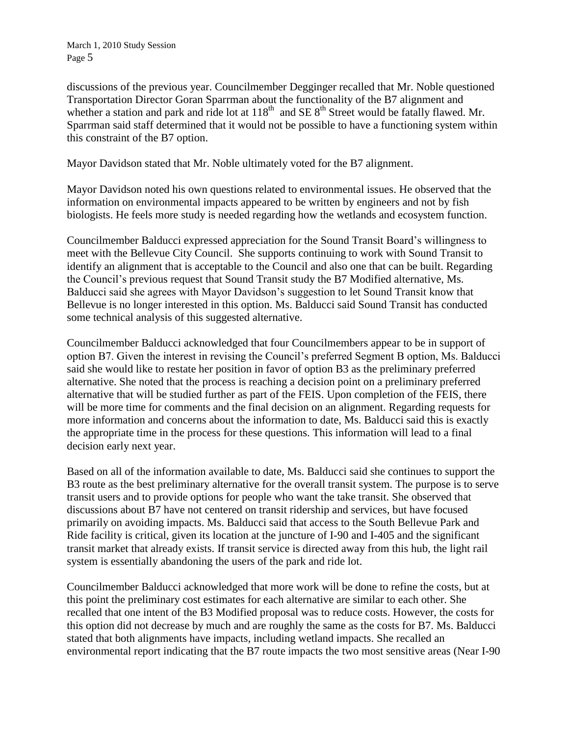discussions of the previous year. Councilmember Degginger recalled that Mr. Noble questioned Transportation Director Goran Sparrman about the functionality of the B7 alignment and whether a station and park and ride lot at 118th and SE 8th Street would be fatally flawed. Mr. Sparrman said staff determined that it would not be possible to have a functioning system within this constraint of the B7 option.

Mayor Davidson stated that Mr. Noble ultimately voted for the B7 alignment.

Mayor Davidson noted his own questions related to environmental issues. He observed that the information on environmental impacts appeared to be written by engineers and not by fish biologists. He feels more study is needed regarding how the wetlands and ecosystem function.

Councilmember Balducci expressed appreciation for the Sound Transit Board's willingness to meet with the Bellevue City Council. She supports continuing to work with Sound Transit to identify an alignment that is acceptable to the Council and also one that can be built. Regarding the Council's previous request that Sound Transit study the B7 Modified alternative, Ms. Balducci said she agrees with Mayor Davidson's suggestion to let Sound Transit know that Bellevue is no longer interested in this option. Ms. Balducci said Sound Transit has conducted some technical analysis of this suggested alternative.

Councilmember Balducci acknowledged that four Councilmembers appear to be in support of option B7. Given the interest in revising the Council's preferred Segment B option, Ms. Balducci said she would like to restate her position in favor of option B3 as the preliminary preferred alternative. She noted that the process is reaching a decision point on a preliminary preferred alternative that will be studied further as part of the FEIS. Upon completion of the FEIS, there will be more time for comments and the final decision on an alignment. Regarding requests for more information and concerns about the information to date, Ms. Balducci said this is exactly the appropriate time in the process for these questions. This information will lead to a final decision early next year.

Based on all of the information available to date, Ms. Balducci said she continues to support the B3 route as the best preliminary alternative for the overall transit system. The purpose is to serve transit users and to provide options for people who want the take transit. She observed that discussions about B7 have not centered on transit ridership and services, but have focused primarily on avoiding impacts. Ms. Balducci said that access to the South Bellevue Park and Ride facility is critical, given its location at the juncture of I-90 and I-405 and the significant transit market that already exists. If transit service is directed away from this hub, the light rail system is essentially abandoning the users of the park and ride lot.

Councilmember Balducci acknowledged that more work will be done to refine the costs, but at this point the preliminary cost estimates for each alternative are similar to each other. She recalled that one intent of the B3 Modified proposal was to reduce costs. However, the costs for this option did not decrease by much and are roughly the same as the costs for B7. Ms. Balducci stated that both alignments have impacts, including wetland impacts. She recalled an environmental report indicating that the B7 route impacts the two most sensitive areas (Near I-90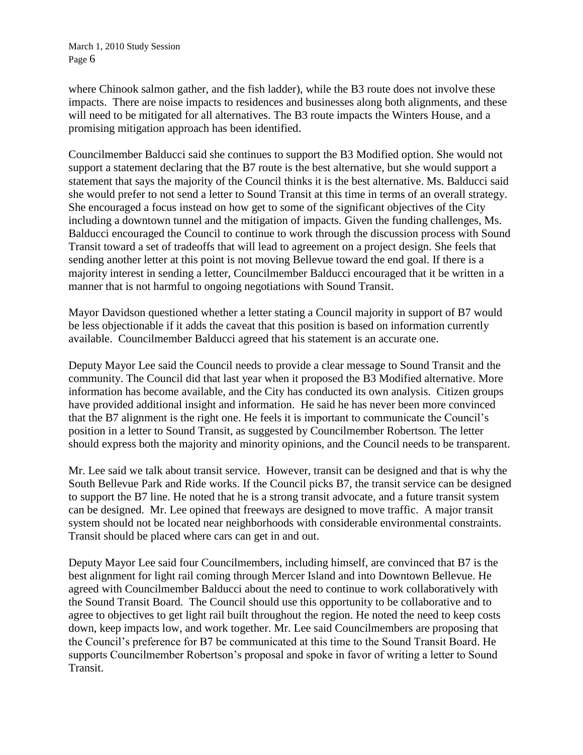where Chinook salmon gather, and the fish ladder), while the B3 route does not involve these impacts. There are noise impacts to residences and businesses along both alignments, and these will need to be mitigated for all alternatives. The B3 route impacts the Winters House, and a promising mitigation approach has been identified.

Councilmember Balducci said she continues to support the B3 Modified option. She would not support a statement declaring that the B7 route is the best alternative, but she would support a statement that says the majority of the Council thinks it is the best alternative. Ms. Balducci said she would prefer to not send a letter to Sound Transit at this time in terms of an overall strategy. She encouraged a focus instead on how get to some of the significant objectives of the City including a downtown tunnel and the mitigation of impacts. Given the funding challenges, Ms. Balducci encouraged the Council to continue to work through the discussion process with Sound Transit toward a set of tradeoffs that will lead to agreement on a project design. She feels that sending another letter at this point is not moving Bellevue toward the end goal. If there is a majority interest in sending a letter, Councilmember Balducci encouraged that it be written in a manner that is not harmful to ongoing negotiations with Sound Transit.

Mayor Davidson questioned whether a letter stating a Council majority in support of B7 would be less objectionable if it adds the caveat that this position is based on information currently available. Councilmember Balducci agreed that his statement is an accurate one.

Deputy Mayor Lee said the Council needs to provide a clear message to Sound Transit and the community. The Council did that last year when it proposed the B3 Modified alternative. More information has become available, and the City has conducted its own analysis. Citizen groups have provided additional insight and information. He said he has never been more convinced that the B7 alignment is the right one. He feels it is important to communicate the Council's position in a letter to Sound Transit, as suggested by Councilmember Robertson. The letter should express both the majority and minority opinions, and the Council needs to be transparent.

Mr. Lee said we talk about transit service. However, transit can be designed and that is why the South Bellevue Park and Ride works. If the Council picks B7, the transit service can be designed to support the B7 line. He noted that he is a strong transit advocate, and a future transit system can be designed. Mr. Lee opined that freeways are designed to move traffic. A major transit system should not be located near neighborhoods with considerable environmental constraints. Transit should be placed where cars can get in and out.

Deputy Mayor Lee said four Councilmembers, including himself, are convinced that B7 is the best alignment for light rail coming through Mercer Island and into Downtown Bellevue. He agreed with Councilmember Balducci about the need to continue to work collaboratively with the Sound Transit Board. The Council should use this opportunity to be collaborative and to agree to objectives to get light rail built throughout the region. He noted the need to keep costs down, keep impacts low, and work together. Mr. Lee said Councilmembers are proposing that the Council's preference for B7 be communicated at this time to the Sound Transit Board. He supports Councilmember Robertson's proposal and spoke in favor of writing a letter to Sound Transit.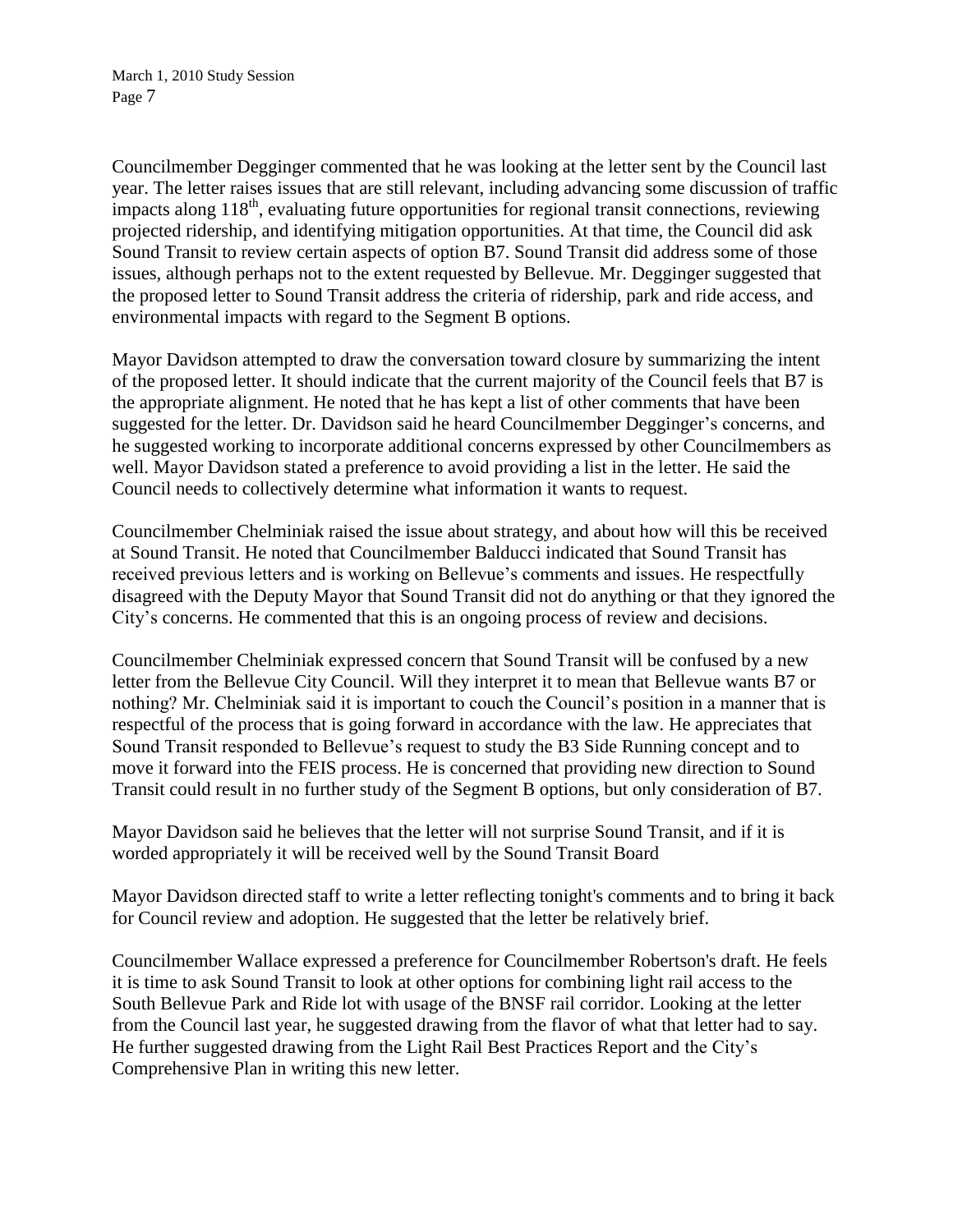Councilmember Degginger commented that he was looking at the letter sent by the Council last year. The letter raises issues that are still relevant, including advancing some discussion of traffic impacts along 118$^{th}$, evaluating future opportunities for regional transit connections, reviewing projected ridership, and identifying mitigation opportunities. At that time, the Council did ask Sound Transit to review certain aspects of option B7. Sound Transit did address some of those issues, although perhaps not to the extent requested by Bellevue. Mr. Degginger suggested that the proposed letter to Sound Transit address the criteria of ridership, park and ride access, and environmental impacts with regard to the Segment B options.

Mayor Davidson attempted to draw the conversation toward closure by summarizing the intent of the proposed letter. It should indicate that the current majority of the Council feels that B7 is the appropriate alignment. He noted that he has kept a list of other comments that have been suggested for the letter. Dr. Davidson said he heard Councilmember Degginger's concerns, and he suggested working to incorporate additional concerns expressed by other Councilmembers as well. Mayor Davidson stated a preference to avoid providing a list in the letter. He said the Council needs to collectively determine what information it wants to request.

Councilmember Chelminiak raised the issue about strategy, and about how will this be received at Sound Transit. He noted that Councilmember Balducci indicated that Sound Transit has received previous letters and is working on Bellevue's comments and issues. He respectfully disagreed with the Deputy Mayor that Sound Transit did not do anything or that they ignored the City's concerns. He commented that this is an ongoing process of review and decisions.

Councilmember Chelminiak expressed concern that Sound Transit will be confused by a new letter from the Bellevue City Council. Will they interpret it to mean that Bellevue wants B7 or nothing? Mr. Chelminiak said it is important to couch the Council's position in a manner that is respectful of the process that is going forward in accordance with the law. He appreciates that Sound Transit responded to Bellevue's request to study the B3 Side Running concept and to move it forward into the FEIS process. He is concerned that providing new direction to Sound Transit could result in no further study of the Segment B options, but only consideration of B7.

Mayor Davidson said he believes that the letter will not surprise Sound Transit, and if it is worded appropriately it will be received well by the Sound Transit Board

Mayor Davidson directed staff to write a letter reflecting tonight's comments and to bring it back for Council review and adoption. He suggested that the letter be relatively brief.

Councilmember Wallace expressed a preference for Councilmember Robertson's draft. He feels it is time to ask Sound Transit to look at other options for combining light rail access to the South Bellevue Park and Ride lot with usage of the BNSF rail corridor. Looking at the letter from the Council last year, he suggested drawing from the flavor of what that letter had to say. He further suggested drawing from the Light Rail Best Practices Report and the City's Comprehensive Plan in writing this new letter.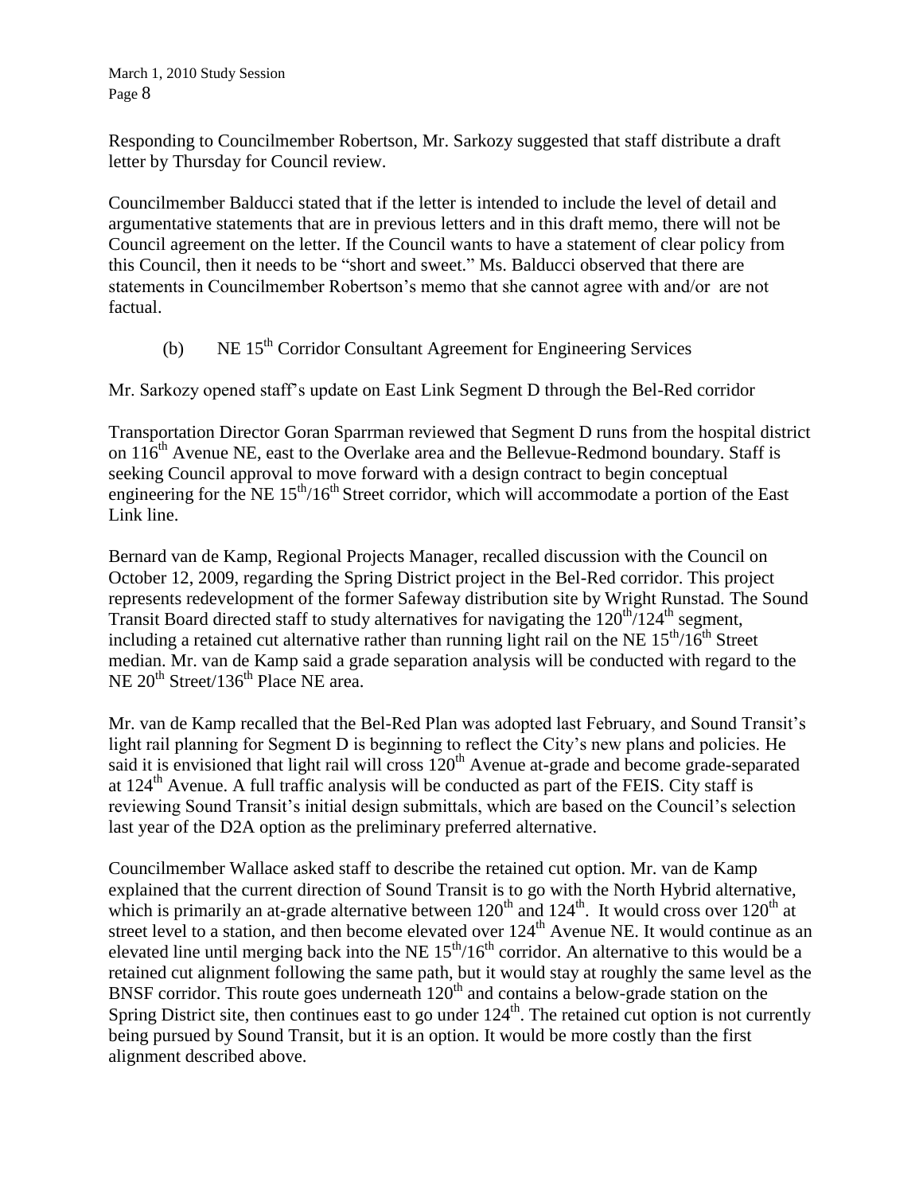Responding to Councilmember Robertson, Mr. Sarkozy suggested that staff distribute a draft letter by Thursday for Council review.

Councilmember Balducci stated that if the letter is intended to include the level of detail and argumentative statements that are in previous letters and in this draft memo, there will not be Council agreement on the letter. If the Council wants to have a statement of clear policy from this Council, then it needs to be "short and sweet." Ms. Balducci observed that there are statements in Councilmember Robertson's memo that she cannot agree with and/or are not factual.

(b) NE 15th Corridor Consultant Agreement for Engineering Services

Mr. Sarkozy opened staff's update on East Link Segment D through the Bel-Red corridor

Transportation Director Goran Sparrman reviewed that Segment D runs from the hospital district on 116th Avenue NE, east to the Overlake area and the Bellevue-Redmond boundary. Staff is seeking Council approval to move forward with a design contract to begin conceptual engineering for the NE 15th/16th Street corridor, which will accommodate a portion of the East Link line.

Bernard van de Kamp, Regional Projects Manager, recalled discussion with the Council on October 12, 2009, regarding the Spring District project in the Bel-Red corridor. This project represents redevelopment of the former Safeway distribution site by Wright Runstad. The Sound Transit Board directed staff to study alternatives for navigating the 120th/124th segment, including a retained cut alternative rather than running light rail on the NE 15th/16th Street median. Mr. van de Kamp said a grade separation analysis will be conducted with regard to the NE 20th Street/136th Place NE area.

Mr. van de Kamp recalled that the Bel-Red Plan was adopted last February, and Sound Transit's light rail planning for Segment D is beginning to reflect the City's new plans and policies. He said it is envisioned that light rail will cross 120th Avenue at-grade and become grade-separated at 124th Avenue. A full traffic analysis will be conducted as part of the FEIS. City staff is reviewing Sound Transit's initial design submittals, which are based on the Council's selection last year of the D2A option as the preliminary preferred alternative.

Councilmember Wallace asked staff to describe the retained cut option. Mr. van de Kamp explained that the current direction of Sound Transit is to go with the North Hybrid alternative, which is primarily an at-grade alternative between 120th and 124th. It would cross over 120th at street level to a station, and then become elevated over 124th Avenue NE. It would continue as an elevated line until merging back into the NE 15th/16th corridor. An alternative to this would be a retained cut alignment following the same path, but it would stay at roughly the same level as the BNSF corridor. This route goes underneath 120th and contains a below-grade station on the Spring District site, then continues east to go under 124th. The retained cut option is not currently being pursued by Sound Transit, but it is an option. It would be more costly than the first alignment described above.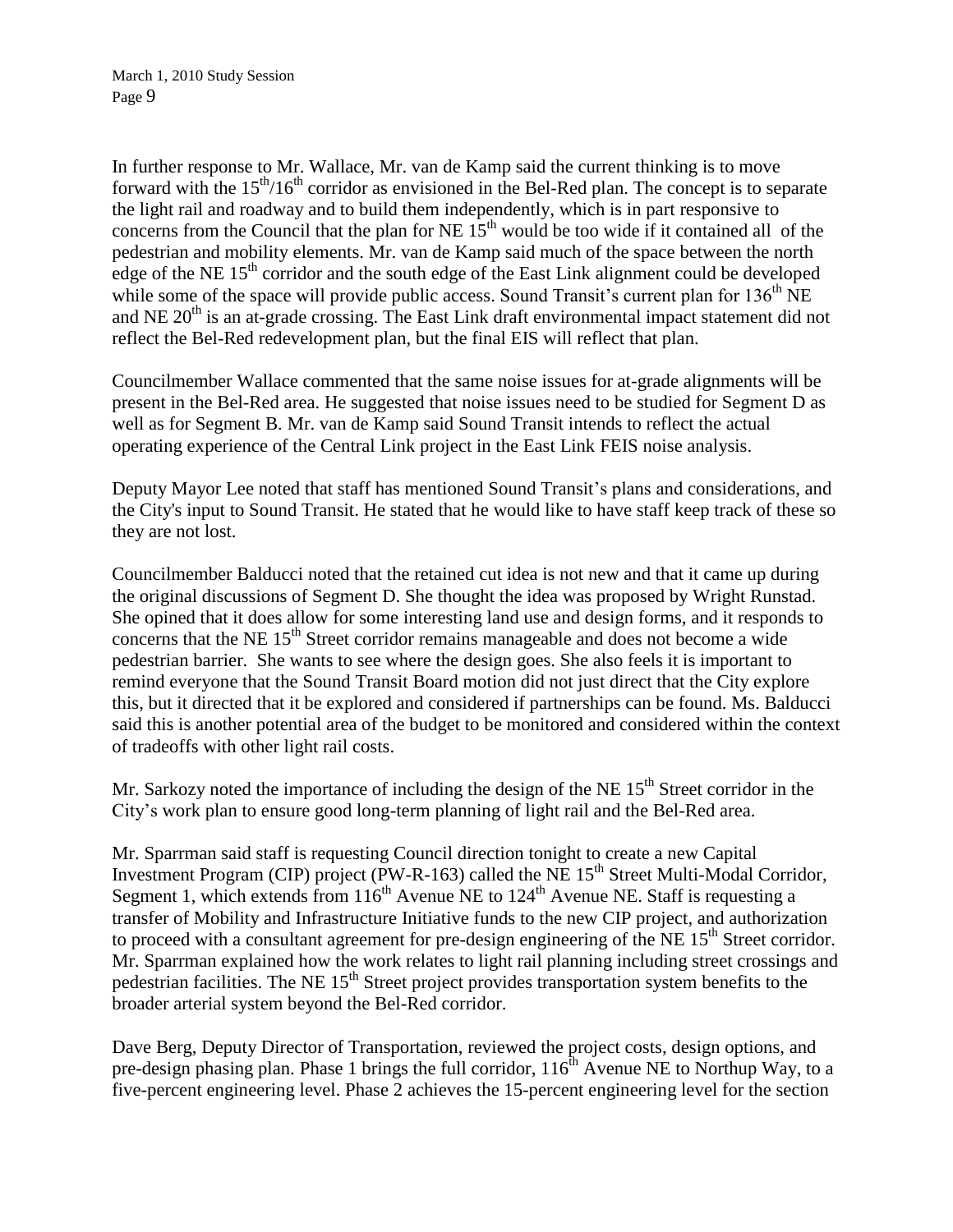In further response to Mr. Wallace, Mr. van de Kamp said the current thinking is to move forward with the 15th/16th corridor as envisioned in the Bel-Red plan. The concept is to separate the light rail and roadway and to build them independently, which is in part responsive to concerns from the Council that the plan for NE 15th would be too wide if it contained all of the pedestrian and mobility elements. Mr. van de Kamp said much of the space between the north edge of the NE 15th corridor and the south edge of the East Link alignment could be developed while some of the space will provide public access. Sound Transit's current plan for 136th NE and NE 20th is an at-grade crossing. The East Link draft environmental impact statement did not reflect the Bel-Red redevelopment plan, but the final EIS will reflect that plan.

Councilmember Wallace commented that the same noise issues for at-grade alignments will be present in the Bel-Red area. He suggested that noise issues need to be studied for Segment D as well as for Segment B. Mr. van de Kamp said Sound Transit intends to reflect the actual operating experience of the Central Link project in the East Link FEIS noise analysis.

Deputy Mayor Lee noted that staff has mentioned Sound Transit's plans and considerations, and the City's input to Sound Transit. He stated that he would like to have staff keep track of these so they are not lost.

Councilmember Balducci noted that the retained cut idea is not new and that it came up during the original discussions of Segment D. She thought the idea was proposed by Wright Runstad. She opined that it does allow for some interesting land use and design forms, and it responds to concerns that the NE 15th Street corridor remains manageable and does not become a wide pedestrian barrier. She wants to see where the design goes. She also feels it is important to remind everyone that the Sound Transit Board motion did not just direct that the City explore this, but it directed that it be explored and considered if partnerships can be found. Ms. Balducci said this is another potential area of the budget to be monitored and considered within the context of tradeoffs with other light rail costs.

Mr. Sarkozy noted the importance of including the design of the NE 15th Street corridor in the City's work plan to ensure good long-term planning of light rail and the Bel-Red area.

Mr. Sparrman said staff is requesting Council direction tonight to create a new Capital Investment Program (CIP) project (PW-R-163) called the NE 15th Street Multi-Modal Corridor, Segment 1, which extends from 116th Avenue NE to 124th Avenue NE. Staff is requesting a transfer of Mobility and Infrastructure Initiative funds to the new CIP project, and authorization to proceed with a consultant agreement for pre-design engineering of the NE 15th Street corridor. Mr. Sparrman explained how the work relates to light rail planning including street crossings and pedestrian facilities. The NE 15th Street project provides transportation system benefits to the broader arterial system beyond the Bel-Red corridor.

Dave Berg, Deputy Director of Transportation, reviewed the project costs, design options, and pre-design phasing plan. Phase 1 brings the full corridor, 116th Avenue NE to Northup Way, to a five-percent engineering level. Phase 2 achieves the 15-percent engineering level for the section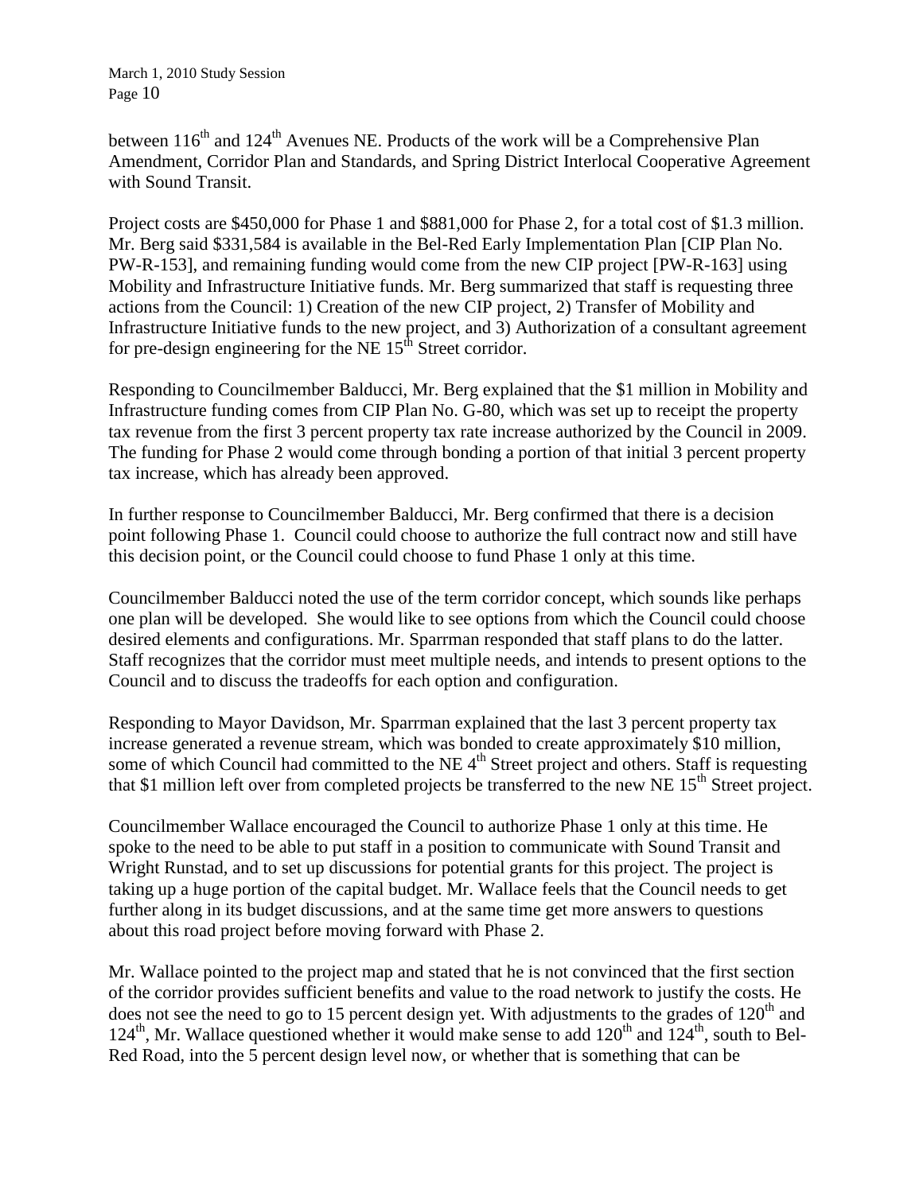between 116th and 124th Avenues NE. Products of the work will be a Comprehensive Plan Amendment, Corridor Plan and Standards, and Spring District Interlocal Cooperative Agreement with Sound Transit.

Project costs are $450,000 for Phase 1 and $881,000 for Phase 2, for a total cost of $1.3 million. Mr. Berg said $331,584 is available in the Bel-Red Early Implementation Plan [CIP Plan No. PW-R-153], and remaining funding would come from the new CIP project [PW-R-163] using Mobility and Infrastructure Initiative funds. Mr. Berg summarized that staff is requesting three actions from the Council: 1) Creation of the new CIP project, 2) Transfer of Mobility and Infrastructure Initiative funds to the new project, and 3) Authorization of a consultant agreement for pre-design engineering for the NE 15th Street corridor.

Responding to Councilmember Balducci, Mr. Berg explained that the $1 million in Mobility and Infrastructure funding comes from CIP Plan No. G-80, which was set up to receipt the property tax revenue from the first 3 percent property tax rate increase authorized by the Council in 2009. The funding for Phase 2 would come through bonding a portion of that initial 3 percent property tax increase, which has already been approved.

In further response to Councilmember Balducci, Mr. Berg confirmed that there is a decision point following Phase 1. Council could choose to authorize the full contract now and still have this decision point, or the Council could choose to fund Phase 1 only at this time.

Councilmember Balducci noted the use of the term corridor concept, which sounds like perhaps one plan will be developed. She would like to see options from which the Council could choose desired elements and configurations. Mr. Sparrman responded that staff plans to do the latter. Staff recognizes that the corridor must meet multiple needs, and intends to present options to the Council and to discuss the tradeoffs for each option and configuration.

Responding to Mayor Davidson, Mr. Sparrman explained that the last 3 percent property tax increase generated a revenue stream, which was bonded to create approximately $10 million, some of which Council had committed to the NE 4th Street project and others. Staff is requesting that $1 million left over from completed projects be transferred to the new NE 15th Street project.

Councilmember Wallace encouraged the Council to authorize Phase 1 only at this time. He spoke to the need to be able to put staff in a position to communicate with Sound Transit and Wright Runstad, and to set up discussions for potential grants for this project. The project is taking up a huge portion of the capital budget. Mr. Wallace feels that the Council needs to get further along in its budget discussions, and at the same time get more answers to questions about this road project before moving forward with Phase 2.

Mr. Wallace pointed to the project map and stated that he is not convinced that the first section of the corridor provides sufficient benefits and value to the road network to justify the costs. He does not see the need to go to 15 percent design yet. With adjustments to the grades of 120th and 124th, Mr. Wallace questioned whether it would make sense to add 120th and 124th, south to Bel-Red Road, into the 5 percent design level now, or whether that is something that can be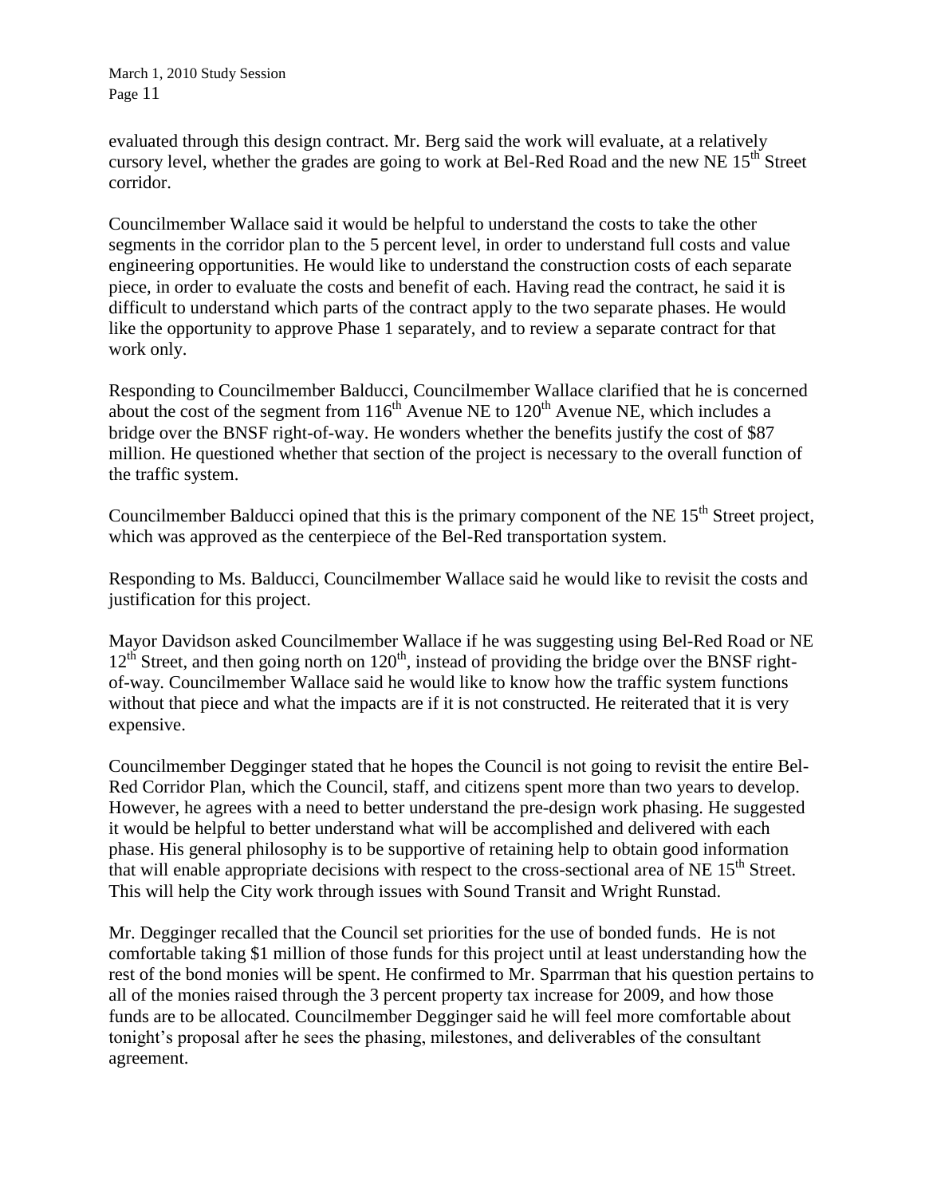evaluated through this design contract. Mr. Berg said the work will evaluate, at a relatively cursory level, whether the grades are going to work at Bel-Red Road and the new NE 15th Street corridor.

Councilmember Wallace said it would be helpful to understand the costs to take the other segments in the corridor plan to the 5 percent level, in order to understand full costs and value engineering opportunities. He would like to understand the construction costs of each separate piece, in order to evaluate the costs and benefit of each. Having read the contract, he said it is difficult to understand which parts of the contract apply to the two separate phases. He would like the opportunity to approve Phase 1 separately, and to review a separate contract for that work only.

Responding to Councilmember Balducci, Councilmember Wallace clarified that he is concerned about the cost of the segment from 116th Avenue NE to 120th Avenue NE, which includes a bridge over the BNSF right-of-way. He wonders whether the benefits justify the cost of $87 million. He questioned whether that section of the project is necessary to the overall function of the traffic system.

Councilmember Balducci opined that this is the primary component of the NE 15th Street project, which was approved as the centerpiece of the Bel-Red transportation system.

Responding to Ms. Balducci, Councilmember Wallace said he would like to revisit the costs and justification for this project.

Mayor Davidson asked Councilmember Wallace if he was suggesting using Bel-Red Road or NE 12th Street, and then going north on 120th, instead of providing the bridge over the BNSF right-of-way. Councilmember Wallace said he would like to know how the traffic system functions without that piece and what the impacts are if it is not constructed. He reiterated that it is very expensive.

Councilmember Degginger stated that he hopes the Council is not going to revisit the entire Bel-Red Corridor Plan, which the Council, staff, and citizens spent more than two years to develop. However, he agrees with a need to better understand the pre-design work phasing. He suggested it would be helpful to better understand what will be accomplished and delivered with each phase. His general philosophy is to be supportive of retaining help to obtain good information that will enable appropriate decisions with respect to the cross-sectional area of NE 15th Street. This will help the City work through issues with Sound Transit and Wright Runstad.

Mr. Degginger recalled that the Council set priorities for the use of bonded funds. He is not comfortable taking $1 million of those funds for this project until at least understanding how the rest of the bond monies will be spent. He confirmed to Mr. Sparrman that his question pertains to all of the monies raised through the 3 percent property tax increase for 2009, and how those funds are to be allocated. Councilmember Degginger said he will feel more comfortable about tonight's proposal after he sees the phasing, milestones, and deliverables of the consultant agreement.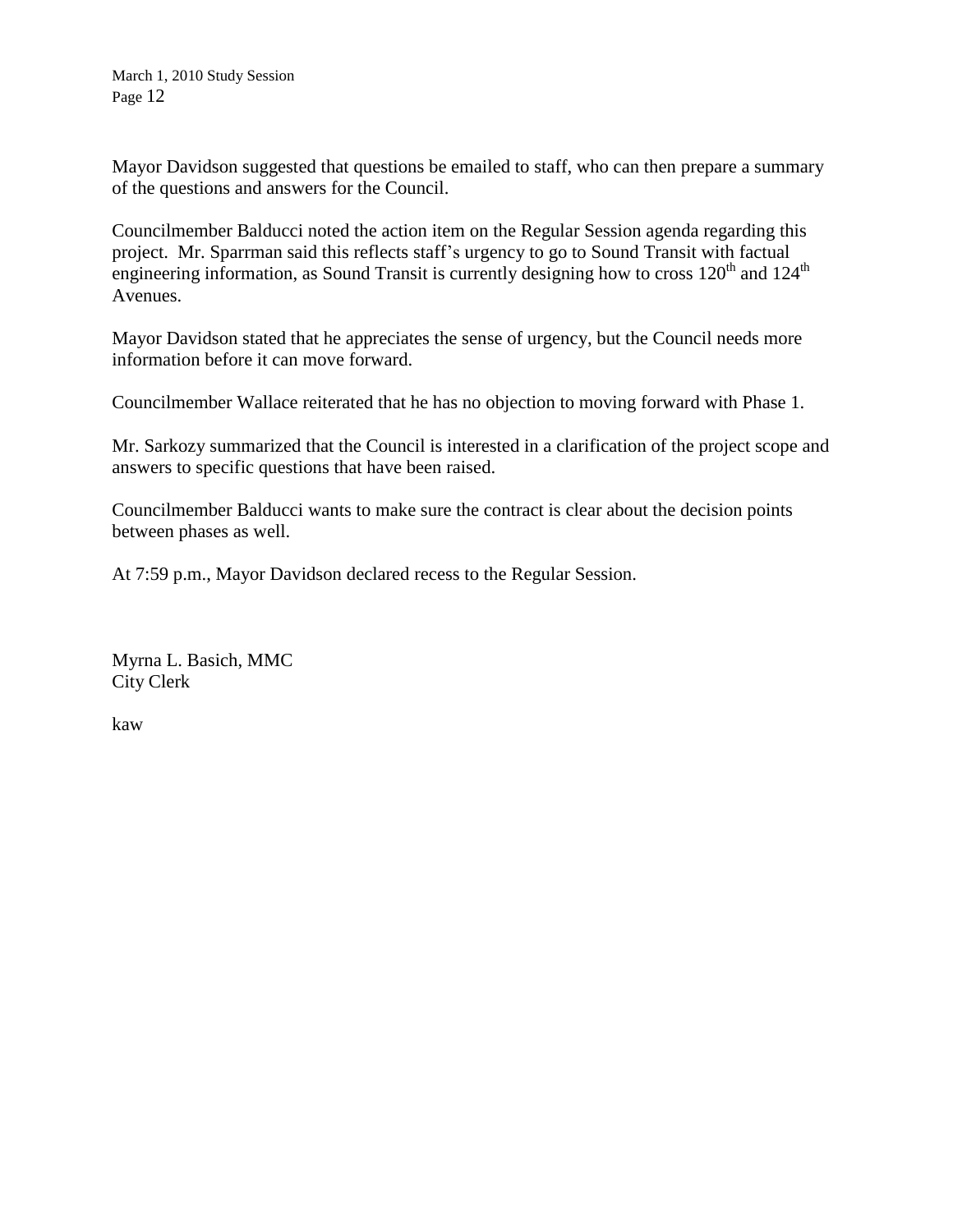Mayor Davidson suggested that questions be emailed to staff, who can then prepare a summary of the questions and answers for the Council.

Councilmember Balducci noted the action item on the Regular Session agenda regarding this project. Mr. Sparrman said this reflects staff's urgency to go to Sound Transit with factual engineering information, as Sound Transit is currently designing how to cross 120th and 124th Avenues.

Mayor Davidson stated that he appreciates the sense of urgency, but the Council needs more information before it can move forward.

Councilmember Wallace reiterated that he has no objection to moving forward with Phase 1.

Mr. Sarkozy summarized that the Council is interested in a clarification of the project scope and answers to specific questions that have been raised.

Councilmember Balducci wants to make sure the contract is clear about the decision points between phases as well.

At 7:59 p.m., Mayor Davidson declared recess to the Regular Session.

Myrna L. Basich, MMC
City Clerk

kaw